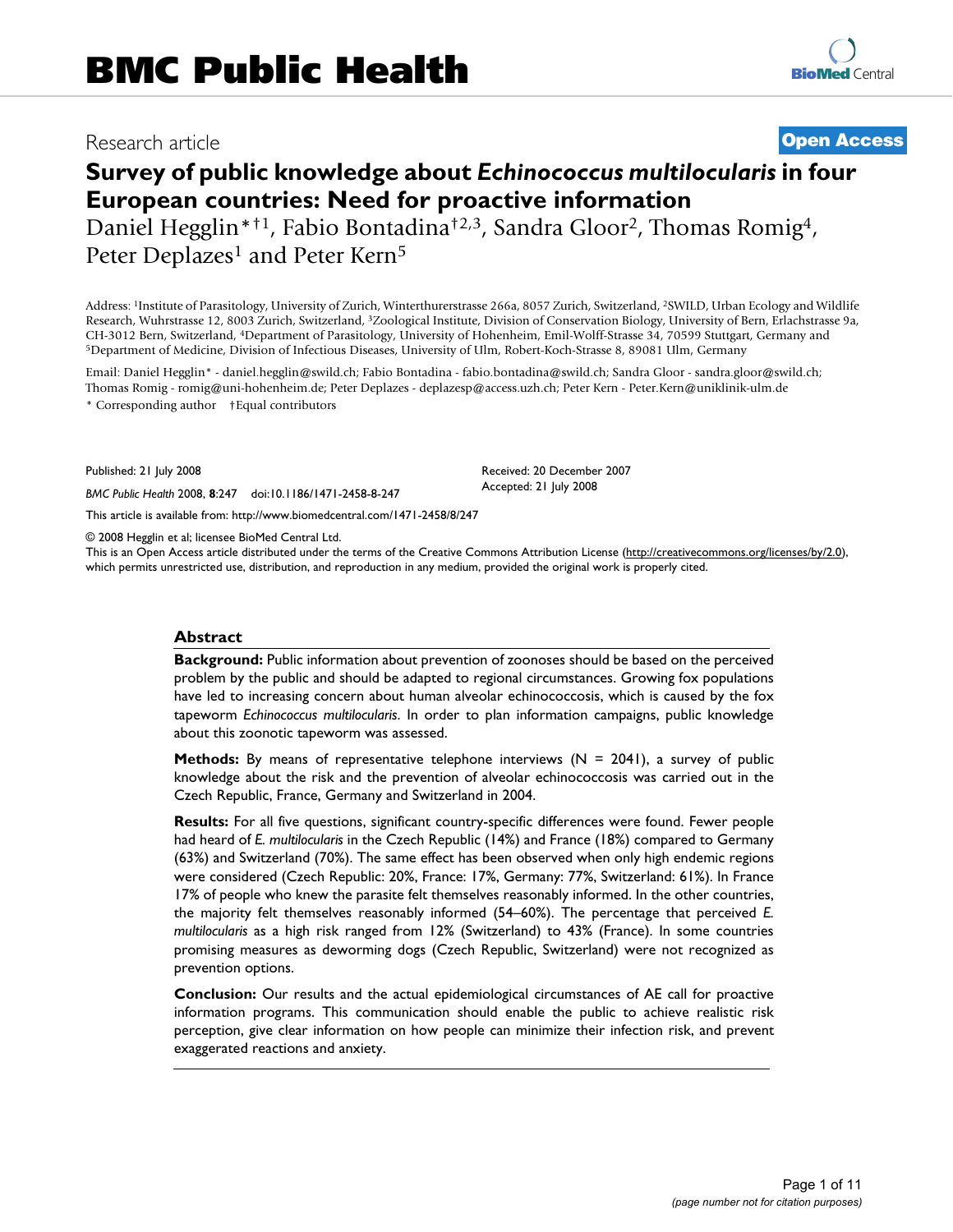Research article

**Open Access**

# Survey of public knowledge about *Echinococcus multilocularis* in four European countries: Need for proactive information

Daniel Hegglin*†[1], Fabio Bontadina†[2,3], Sandra Gloor[2], Thomas Romig[4], Peter Deplazes[1] and Peter Kern[5]

Address: [1]Institute of Parasitology, University of Zurich, Winterthurerstrasse 266a, 8057 Zurich, Switzerland, [2]SWILD, Urban Ecology and Wildlife Research, Wuhrstrasse 12, 8003 Zurich, Switzerland, [3]Zoological Institute, Division of Conservation Biology, University of Bern, Erlachstrasse 9a, CH-3012 Bern, Switzerland, [4]Department of Parasitology, University of Hohenheim, Emil-Wolff-Strasse 34, 70599 Stuttgart, Germany and [5]Department of Medicine, Division of Infectious Diseases, University of Ulm, Robert-Koch-Strasse 8, 89081 Ulm, Germany

Email: Daniel Hegglin* - daniel.hegglin@swild.ch; Fabio Bontadina - fabio.bontadina@swild.ch; Sandra Gloor - sandra.gloor@swild.ch; Thomas Romig - romig@uni-hohenheim.de; Peter Deplazes - deplazesp@access.uzh.ch; Peter Kern - Peter.Kern@uniklinik-ulm.de

* Corresponding author †Equal contributors

Published: 21 July 2008

*BMC Public Health* 2008, **8**:247 doi:10.1186/1471-2458-8-247

Received: 20 December 2007
Accepted: 21 July 2008

This article is available from: http://www.biomedcentral.com/1471-2458/8/247

© 2008 Hegglin et al; licensee BioMed Central Ltd.
This is an Open Access article distributed under the terms of the Creative Commons Attribution License (http://creativecommons.org/licenses/by/2.0), which permits unrestricted use, distribution, and reproduction in any medium, provided the original work is properly cited.

## Abstract

**Background:** Public information about prevention of zoonoses should be based on the perceived problem by the public and should be adapted to regional circumstances. Growing fox populations have led to increasing concern about human alveolar echinococcosis, which is caused by the fox tapeworm *Echinococcus multilocularis*. In order to plan information campaigns, public knowledge about this zoonotic tapeworm was assessed.

**Methods:** By means of representative telephone interviews (N = 2041), a survey of public knowledge about the risk and the prevention of alveolar echinococcosis was carried out in the Czech Republic, France, Germany and Switzerland in 2004.

**Results:** For all five questions, significant country-specific differences were found. Fewer people had heard of *E. multilocularis* in the Czech Republic (14%) and France (18%) compared to Germany (63%) and Switzerland (70%). The same effect has been observed when only high endemic regions were considered (Czech Republic: 20%, France: 17%, Germany: 77%, Switzerland: 61%). In France 17% of people who knew the parasite felt themselves reasonably informed. In the other countries, the majority felt themselves reasonably informed (54–60%). The percentage that perceived *E. multilocularis* as a high risk ranged from 12% (Switzerland) to 43% (France). In some countries promising measures as deworming dogs (Czech Republic, Switzerland) were not recognized as prevention options.

**Conclusion:** Our results and the actual epidemiological circumstances of AE call for proactive information programs. This communication should enable the public to achieve realistic risk perception, give clear information on how people can minimize their infection risk, and prevent exaggerated reactions and anxiety.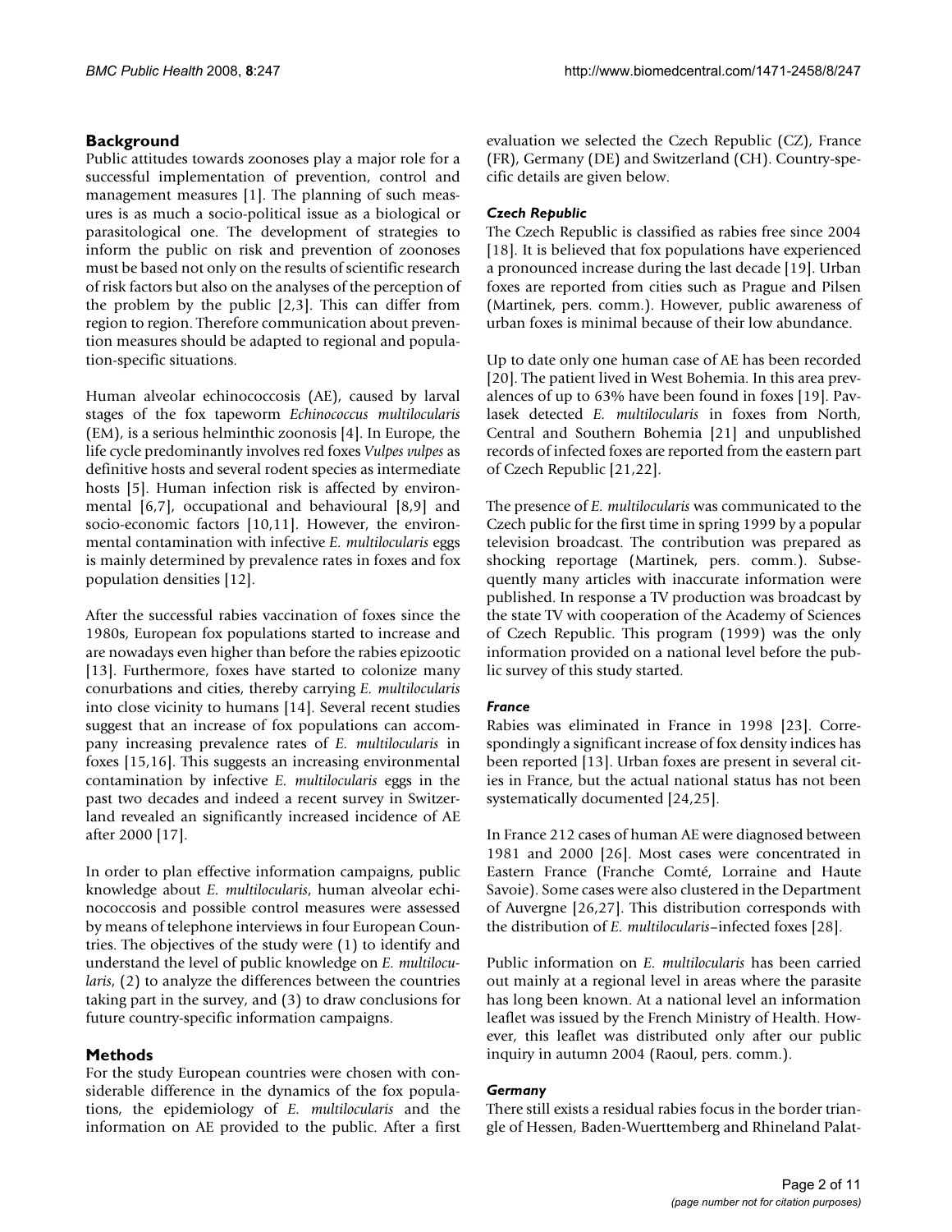## Background

Public attitudes towards zoonoses play a major role for a successful implementation of prevention, control and management measures [1]. The planning of such measures is as much a socio-political issue as a biological or parasitological one. The development of strategies to inform the public on risk and prevention of zoonoses must be based not only on the results of scientific research of risk factors but also on the analyses of the perception of the problem by the public [2,3]. This can differ from region to region. Therefore communication about prevention measures should be adapted to regional and population-specific situations.

Human alveolar echinococcosis (AE), caused by larval stages of the fox tapeworm *Echinococcus multilocularis* (EM), is a serious helminthic zoonosis [4]. In Europe, the life cycle predominantly involves red foxes *Vulpes vulpes* as definitive hosts and several rodent species as intermediate hosts [5]. Human infection risk is affected by environmental [6,7], occupational and behavioural [8,9] and socio-economic factors [10,11]. However, the environmental contamination with infective *E. multilocularis* eggs is mainly determined by prevalence rates in foxes and fox population densities [12].

After the successful rabies vaccination of foxes since the 1980s, European fox populations started to increase and are nowadays even higher than before the rabies epizootic [13]. Furthermore, foxes have started to colonize many conurbations and cities, thereby carrying *E. multilocularis* into close vicinity to humans [14]. Several recent studies suggest that an increase of fox populations can accompany increasing prevalence rates of *E. multilocularis* in foxes [15,16]. This suggests an increasing environmental contamination by infective *E. multilocularis* eggs in the past two decades and indeed a recent survey in Switzerland revealed an significantly increased incidence of AE after 2000 [17].

In order to plan effective information campaigns, public knowledge about *E. multilocularis*, human alveolar echinococcosis and possible control measures were assessed by means of telephone interviews in four European Countries. The objectives of the study were (1) to identify and understand the level of public knowledge on *E. multilocularis*, (2) to analyze the differences between the countries taking part in the survey, and (3) to draw conclusions for future country-specific information campaigns.

## Methods

For the study European countries were chosen with considerable difference in the dynamics of the fox populations, the epidemiology of *E. multilocularis* and the information on AE provided to the public. After a first evaluation we selected the Czech Republic (CZ), France (FR), Germany (DE) and Switzerland (CH). Country-specific details are given below.

### *Czech Republic*

The Czech Republic is classified as rabies free since 2004 [18]. It is believed that fox populations have experienced a pronounced increase during the last decade [19]. Urban foxes are reported from cities such as Prague and Pilsen (Martinek, pers. comm.). However, public awareness of urban foxes is minimal because of their low abundance.

Up to date only one human case of AE has been recorded [20]. The patient lived in West Bohemia. In this area prevalences of up to 63% have been found in foxes [19]. Pavlasek detected *E. multilocularis* in foxes from North, Central and Southern Bohemia [21] and unpublished records of infected foxes are reported from the eastern part of Czech Republic [21,22].

The presence of *E. multilocularis* was communicated to the Czech public for the first time in spring 1999 by a popular television broadcast. The contribution was prepared as shocking reportage (Martinek, pers. comm.). Subsequently many articles with inaccurate information were published. In response a TV production was broadcast by the state TV with cooperation of the Academy of Sciences of Czech Republic. This program (1999) was the only information provided on a national level before the public survey of this study started.

### *France*

Rabies was eliminated in France in 1998 [23]. Correspondingly a significant increase of fox density indices has been reported [13]. Urban foxes are present in several cities in France, but the actual national status has not been systematically documented [24,25].

In France 212 cases of human AE were diagnosed between 1981 and 2000 [26]. Most cases were concentrated in Eastern France (Franche Comté, Lorraine and Haute Savoie). Some cases were also clustered in the Department of Auvergne [26,27]. This distribution corresponds with the distribution of *E. multilocularis*–infected foxes [28].

Public information on *E. multilocularis* has been carried out mainly at a regional level in areas where the parasite has long been known. At a national level an information leaflet was issued by the French Ministry of Health. However, this leaflet was distributed only after our public inquiry in autumn 2004 (Raoul, pers. comm.).

### *Germany*

There still exists a residual rabies focus in the border triangle of Hessen, Baden-Wuerttemberg and Rhineland Palat-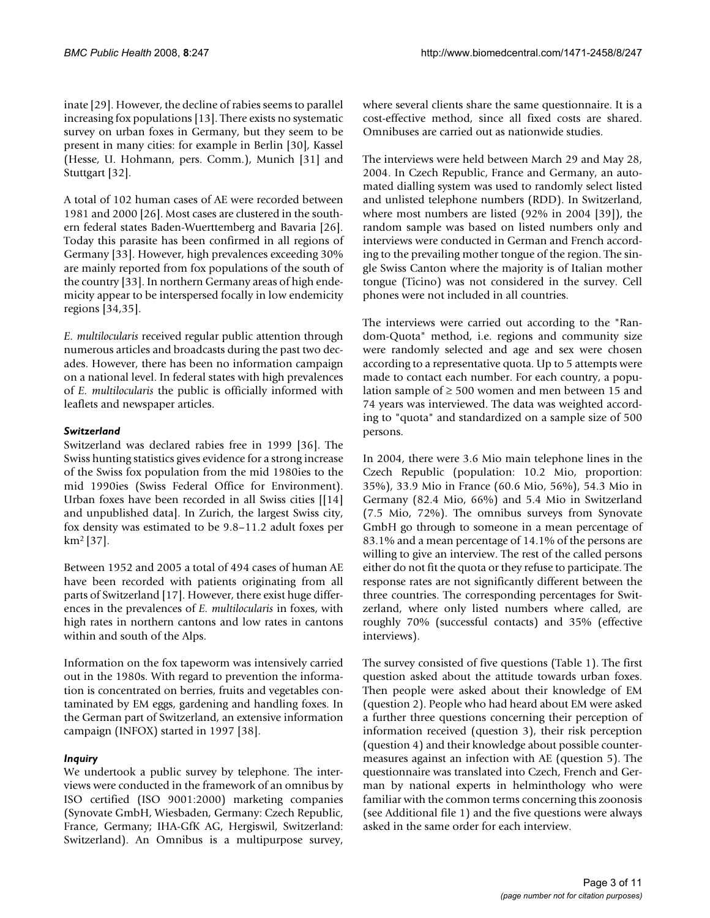inate [29]. However, the decline of rabies seems to parallel increasing fox populations [13]. There exists no systematic survey on urban foxes in Germany, but they seem to be present in many cities: for example in Berlin [30], Kassel (Hesse, U. Hohmann, pers. Comm.), Munich [31] and Stuttgart [32].

A total of 102 human cases of AE were recorded between 1981 and 2000 [26]. Most cases are clustered in the southern federal states Baden-Wuerttemberg and Bavaria [26]. Today this parasite has been confirmed in all regions of Germany [33]. However, high prevalences exceeding 30% are mainly reported from fox populations of the south of the country [33]. In northern Germany areas of high endemicity appear to be interspersed focally in low endemicity regions [34,35].

*E. multilocularis* received regular public attention through numerous articles and broadcasts during the past two decades. However, there has been no information campaign on a national level. In federal states with high prevalences of *E. multilocularis* the public is officially informed with leaflets and newspaper articles.

### *Switzerland*

Switzerland was declared rabies free in 1999 [36]. The Swiss hunting statistics gives evidence for a strong increase of the Swiss fox population from the mid 1980ies to the mid 1990ies (Swiss Federal Office for Environment). Urban foxes have been recorded in all Swiss cities [[14] and unpublished data]. In Zurich, the largest Swiss city, fox density was estimated to be 9.8–11.2 adult foxes per km² [37].

Between 1952 and 2005 a total of 494 cases of human AE have been recorded with patients originating from all parts of Switzerland [17]. However, there exist huge differences in the prevalences of *E. multilocularis* in foxes, with high rates in northern cantons and low rates in cantons within and south of the Alps.

Information on the fox tapeworm was intensively carried out in the 1980s. With regard to prevention the information is concentrated on berries, fruits and vegetables contaminated by EM eggs, gardening and handling foxes. In the German part of Switzerland, an extensive information campaign (INFOX) started in 1997 [38].

### *Inquiry*

We undertook a public survey by telephone. The interviews were conducted in the framework of an omnibus by ISO certified (ISO 9001:2000) marketing companies (Synovate GmbH, Wiesbaden, Germany: Czech Republic, France, Germany; IHA-GfK AG, Hergiswil, Switzerland: Switzerland). An Omnibus is a multipurpose survey, where several clients share the same questionnaire. It is a cost-effective method, since all fixed costs are shared. Omnibuses are carried out as nationwide studies.

The interviews were held between March 29 and May 28, 2004. In Czech Republic, France and Germany, an automated dialling system was used to randomly select listed and unlisted telephone numbers (RDD). In Switzerland, where most numbers are listed (92% in 2004 [39]), the random sample was based on listed numbers only and interviews were conducted in German and French according to the prevailing mother tongue of the region. The single Swiss Canton where the majority is of Italian mother tongue (Ticino) was not considered in the survey. Cell phones were not included in all countries.

The interviews were carried out according to the "Random-Quota" method, i.e. regions and community size were randomly selected and age and sex were chosen according to a representative quota. Up to 5 attempts were made to contact each number. For each country, a population sample of ≥ 500 women and men between 15 and 74 years was interviewed. The data was weighted according to "quota" and standardized on a sample size of 500 persons.

In 2004, there were 3.6 Mio main telephone lines in the Czech Republic (population: 10.2 Mio, proportion: 35%), 33.9 Mio in France (60.6 Mio, 56%), 54.3 Mio in Germany (82.4 Mio, 66%) and 5.4 Mio in Switzerland (7.5 Mio, 72%). The omnibus surveys from Synovate GmbH go through to someone in a mean percentage of 83.1% and a mean percentage of 14.1% of the persons are willing to give an interview. The rest of the called persons either do not fit the quota or they refuse to participate. The response rates are not significantly different between the three countries. The corresponding percentages for Switzerland, where only listed numbers where called, are roughly 70% (successful contacts) and 35% (effective interviews).

The survey consisted of five questions (Table 1). The first question asked about the attitude towards urban foxes. Then people were asked about their knowledge of EM (question 2). People who had heard about EM were asked a further three questions concerning their perception of information received (question 3), their risk perception (question 4) and their knowledge about possible countermeasures against an infection with AE (question 5). The questionnaire was translated into Czech, French and German by national experts in helminthology who were familiar with the common terms concerning this zoonosis (see Additional file 1) and the five questions were always asked in the same order for each interview.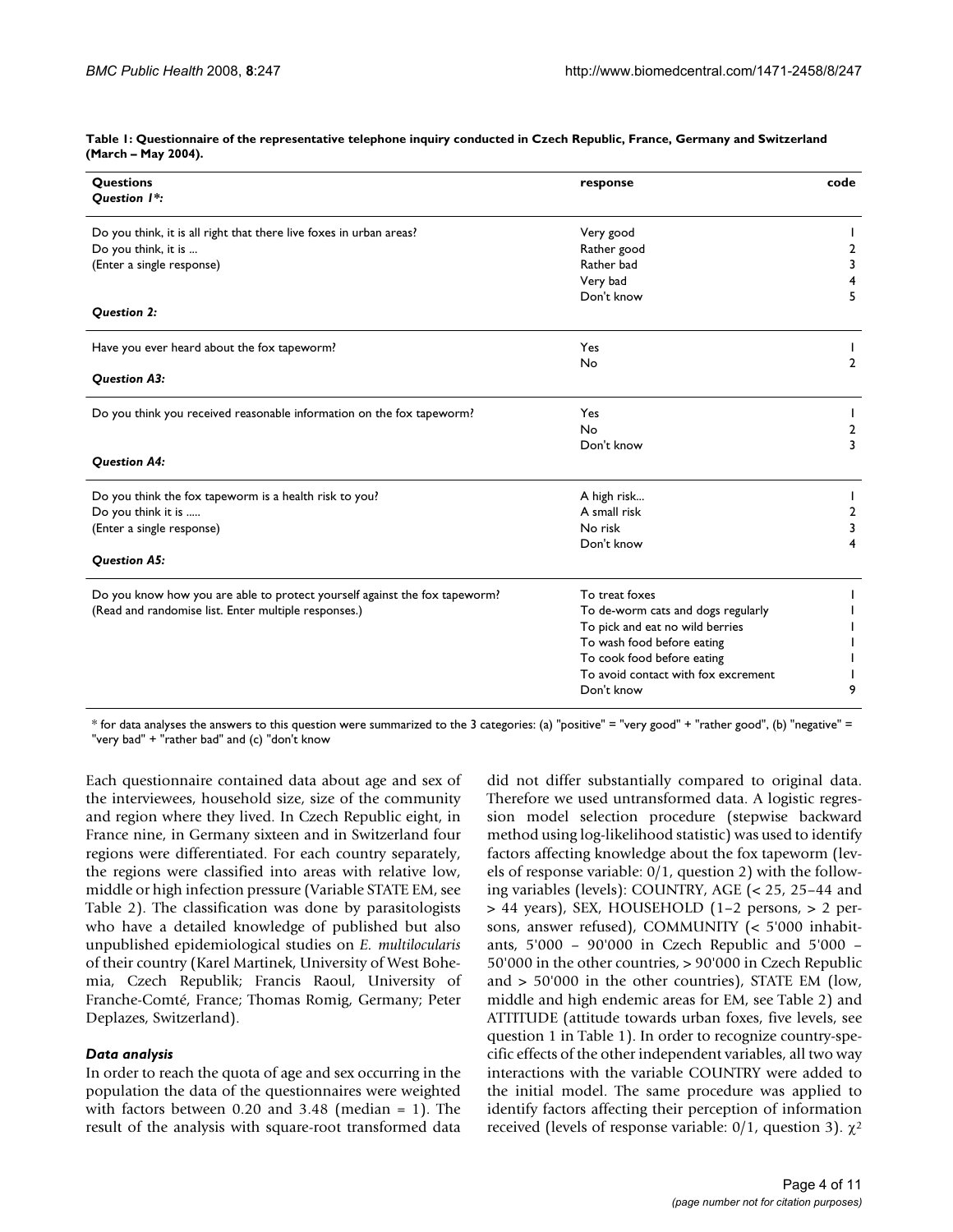**Table 1: Questionnaire of the representative telephone inquiry conducted in Czech Republic, France, Germany and Switzerland (March – May 2004).**

| Questions | response | code |
| --- | --- | --- |
| *Question 1\*:* | | |
| Do you think, it is all right that there live foxes in urban areas? | Very good | 1 |
| Do you think, it is ... | Rather good | 2 |
| (Enter a single response) | Rather bad | 3 |
| | Very bad | 4 |
| | Don't know | 5 |
| *Question 2:* | | |
| Have you ever heard about the fox tapeworm? | Yes | 1 |
| | No | 2 |
| *Question A3:* | | |
| Do you think you received reasonable information on the fox tapeworm? | Yes | 1 |
| | No | 2 |
| | Don't know | 3 |
| *Question A4:* | | |
| Do you think the fox tapeworm is a health risk to you? | A high risk... | 1 |
| Do you think it is ..... | A small risk | 2 |
| (Enter a single response) | No risk | 3 |
| | Don't know | 4 |
| *Question A5:* | | |
| Do you know how you are able to protect yourself against the fox tapeworm? | To treat foxes | 1 |
| (Read and randomise list. Enter multiple responses.) | To de-worm cats and dogs regularly | 1 |
| | To pick and eat no wild berries | 1 |
| | To wash food before eating | 1 |
| | To cook food before eating | 1 |
| | To avoid contact with fox excrement | 1 |
| | Don't know | 9 |

\* for data analyses the answers to this question were summarized to the 3 categories: (a) "positive" = "very good" + "rather good", (b) "negative" = "very bad" + "rather bad" and (c) "don't know

Each questionnaire contained data about age and sex of the interviewees, household size, size of the community and region where they lived. In Czech Republic eight, in France nine, in Germany sixteen and in Switzerland four regions were differentiated. For each country separately, the regions were classified into areas with relative low, middle or high infection pressure (Variable STATE EM, see Table 2). The classification was done by parasitologists who have a detailed knowledge of published but also unpublished epidemiological studies on *E. multilocularis* of their country (Karel Martinek, University of West Bohemia, Czech Republik; Francis Raoul, University of Franche-Comté, France; Thomas Romig, Germany; Peter Deplazes, Switzerland).

### *Data analysis*

In order to reach the quota of age and sex occurring in the population the data of the questionnaires were weighted with factors between 0.20 and 3.48 (median = 1). The result of the analysis with square-root transformed data did not differ substantially compared to original data. Therefore we used untransformed data. A logistic regression model selection procedure (stepwise backward method using log-likelihood statistic) was used to identify factors affecting knowledge about the fox tapeworm (levels of response variable: 0/1, question 2) with the following variables (levels): COUNTRY, AGE (< 25, 25–44 and > 44 years), SEX, HOUSEHOLD (1–2 persons, > 2 persons, answer refused), COMMUNITY (< 5'000 inhabitants, 5'000 – 90'000 in Czech Republic and 5'000 – 50'000 in the other countries, > 90'000 in Czech Republic and > 50'000 in the other countries), STATE EM (low, middle and high endemic areas for EM, see Table 2) and ATTITUDE (attitude towards urban foxes, five levels, see question 1 in Table 1). In order to recognize country-specific effects of the other independent variables, all two way interactions with the variable COUNTRY were added to the initial model. The same procedure was applied to identify factors affecting their perception of information received (levels of response variable: 0/1, question 3). $\chi^2$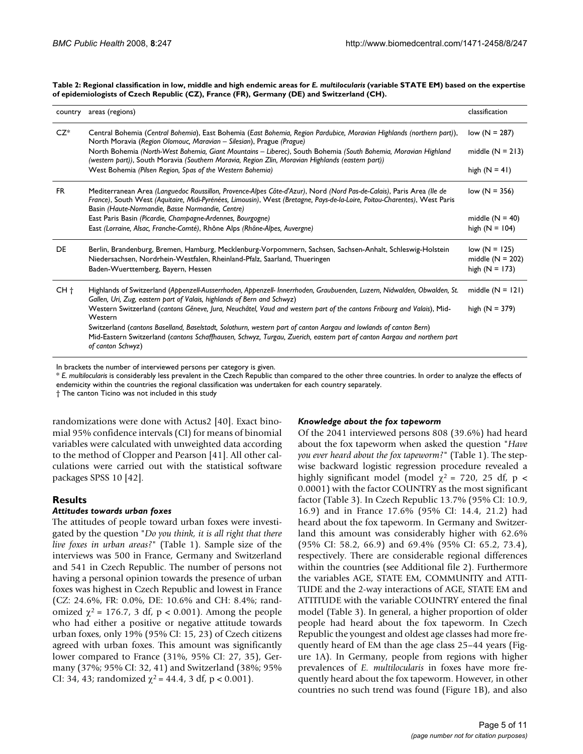**Table 2: Regional classification in low, middle and high endemic areas for *E. multilocularis* (variable STATE EM) based on the expertise of epidemiologists of Czech Republic (CZ), France (FR), Germany (DE) and Switzerland (CH).**

| country | areas (regions) | classification |
|---|---|---|
| CZ* | Central Bohemia (*Central Bohemia*), East Bohemia (*East Bohemia, Region Pardubice, Moravian Highlands (northern part)*), North Moravia (*Region Olomouc, Maravian – Silesian*), Prague (*Prague*) | low (N = 287) |
| | North Bohemia (*North-West Bohemia, Giant Mountains – Liberec*), South Bohemia (*South Bohemia, Moravian Highland (western part)*), South Moravia (*Southern Moravia, Region Zlin, Moravian Highlands (eastern part)*) | middle (N = 213) |
| | West Bohemia (*Pilsen Region, Spas of the Western Bohemia*) | high (N = 41) |
| FR | Mediterranean Area (*Languedoc Roussillon, Provence-Alpes Côte-d'Azur*), Nord (*Nord Pas-de-Calais*), Paris Area (*Ile de France*), South West (*Aquitaire, Midi-Pyrénées, Limousin*), West (*Bretagne, Pays-de-la-Loire, Poitou-Charentes*), West Paris Basin (*Haute-Normandie, Basse Normandie, Centre*) | low (N = 356) |
| | East Paris Basin (*Picardie, Champagne-Ardennes, Bourgogne*) | middle (N = 40) |
| | East (*Lorraine, Alsac, Franche-Comté*), Rhône Alps (*Rhône-Alpes, Auvergne*) | high (N = 104) |
| DE | Berlin, Brandenburg, Bremen, Hamburg, Mecklenburg-Vorpommern, Sachsen, Sachsen-Anhalt, Schleswig-Holstein | low (N = 125) |
| | Niedersachsen, Nordrhein-Westfalen, Rheinland-Pfalz, Saarland, Thueringen | middle (N = 202) |
| | Baden-Wuerttemberg, Bayern, Hessen | high (N = 173) |
| CH † | Highlands of Switzerland (*Appenzell-Ausserrhoden, Appenzell- Innerrhoden, Graubuenden, Luzern, Nidwalden, Obwalden, St. Gallen, Uri, Zug, eastern part of Valais, highlands of Bern and Schwyz*) | middle (N = 121) |
| | Western Switzerland (*cantons Gêneve, Jura, Neuchâtel, Vaud and western part of the cantons Fribourg and Valais*), Mid-Western Switzerland (*cantons Baselland, Baselstadt, Solothurn, western part of canton Aargau and lowlands of canton Bern*) Mid-Eastern Switzerland (*cantons Schaffhausen, Schwyz, Turgau, Zuerich, eastern part of canton Aargau and northern part of canton Schwyz*) | high (N = 379) |

In brackets the number of interviewed persons per category is given.

\* *E. multilocularis* is considerably less prevalent in the Czech Republic than compared to the other three countries. In order to analyze the effects of endemicity within the countries the regional classification was undertaken for each country separately.

† The canton Ticino was not included in this study

randomizations were done with Actus2 [40]. Exact binomial 95% confidence intervals (CI) for means of binomial variables were calculated with unweighted data according to the method of Clopper and Pearson [41]. All other calculations were carried out with the statistical software packages SPSS 10 [42].

## Results

### Attitudes towards urban foxes

The attitudes of people toward urban foxes were investigated by the question "*Do you think, it is all right that there live foxes in urban areas?*" (Table 1). Sample size of the interviews was 500 in France, Germany and Switzerland and 541 in Czech Republic. The number of persons not having a personal opinion towards the presence of urban foxes was highest in Czech Republic and lowest in France (CZ: 24.6%, FR: 0.0%, DE: 10.6% and CH: 8.4%; randomized $\chi^2$ = 176.7, 3 df, $p < 0.001$). Among the people who had either a positive or negative attitude towards urban foxes, only 19% (95% CI: 15, 23) of Czech citizens agreed with urban foxes. This amount was significantly lower compared to France (31%, 95% CI: 27, 35), Germany (37%; 95% CI: 32, 41) and Switzerland (38%; 95% CI: 34, 43; randomized $\chi^2$ = 44.4, 3 df, $p < 0.001$).

### Knowledge about the fox tapeworm

Of the 2041 interviewed persons 808 (39.6%) had heard about the fox tapeworm when asked the question "*Have you ever heard about the fox tapeworm?*" (Table 1). The stepwise backward logistic regression procedure revealed a highly significant model (model $\chi^2$ = 720, 25 df, $p < 0.0001$) with the factor COUNTRY as the most significant factor (Table 3). In Czech Republic 13.7% (95% CI: 10.9, 16.9) and in France 17.6% (95% CI: 14.4, 21.2) had heard about the fox tapeworm. In Germany and Switzerland this amount was considerably higher with 62.6% (95% CI: 58.2, 66.9) and 69.4% (95% CI: 65.2, 73.4), respectively. There are considerable regional differences within the countries (see Additional file 2). Furthermore the variables AGE, STATE EM, COMMUNITY and ATTITUDE and the 2-way interactions of AGE, STATE EM and ATTITUDE with the variable COUNTRY entered the final model (Table 3). In general, a higher proportion of older people had heard about the fox tapeworm. In Czech Republic the youngest and oldest age classes had more frequently heard of EM than the age class 25–44 years (Figure 1A). In Germany, people from regions with higher prevalences of *E. multilocularis* in foxes have more frequently heard about the fox tapeworm. However, in other countries no such trend was found (Figure 1B), and also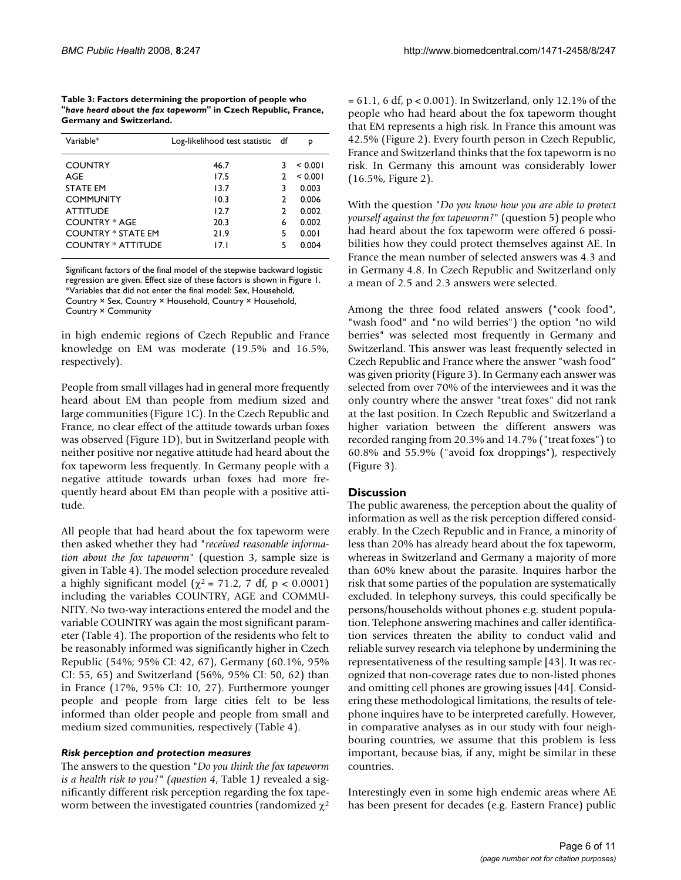**Table 3: Factors determining the proportion of people who "*have heard about the fax tapeworm*" in Czech Republic, France, Germany and Switzerland.**

| Variable* | Log-likelihood test statistic | df | p |
| --- | --- | --- | --- |
| COUNTRY | 46.7 | 3 | < 0.001 |
| AGE | 17.5 | 2 | < 0.001 |
| STATE EM | 13.7 | 3 | 0.003 |
| COMMUNITY | 10.3 | 2 | 0.006 |
| ATTITUDE | 12.7 | 2 | 0.002 |
| COUNTRY * AGE | 20.3 | 6 | 0.002 |
| COUNTRY * STATE EM | 21.9 | 5 | 0.001 |
| COUNTRY * ATTITUDE | 17.1 | 5 | 0.004 |

Significant factors of the final model of the stepwise backward logistic regression are given. Effect size of these factors is shown in Figure 1.
*Variables that did not enter the final model: Sex, Household, Country × Sex, Country × Household, Country × Household, Country × Community

in high endemic regions of Czech Republic and France knowledge on EM was moderate (19.5% and 16.5%, respectively).

People from small villages had in general more frequently heard about EM than people from medium sized and large communities (Figure 1C). In the Czech Republic and France, no clear effect of the attitude towards urban foxes was observed (Figure 1D), but in Switzerland people with neither positive nor negative attitude had heard about the fox tapeworm less frequently. In Germany people with a negative attitude towards urban foxes had more frequently heard about EM than people with a positive attitude.

All people that had heard about the fox tapeworm were then asked whether they had "*received reasonable information about the fox tapeworm*" (question 3, sample size is given in Table 4). The model selection procedure revealed a highly significant model ($\chi^2 = 71.2$, 7 df, $p < 0.0001$) including the variables COUNTRY, AGE and COMMUNITY. No two-way interactions entered the model and the variable COUNTRY was again the most significant parameter (Table 4). The proportion of the residents who felt to be reasonably informed was significantly higher in Czech Republic (54%; 95% CI: 42, 67), Germany (60.1%, 95% CI: 55, 65) and Switzerland (56%, 95% CI: 50, 62) than in France (17%, 95% CI: 10, 27). Furthermore younger people and people from large cities felt to be less informed than older people and people from small and medium sized communities, respectively (Table 4).

### *Risk perception and protection measures*

The answers to the question "*Do you think the fox tapeworm is a health risk to you?" (question 4*, Table 1*)* revealed a significantly different risk perception regarding the fox tapeworm between the investigated countries (randomized $\chi^2 = 61.1$, 6 df, $p < 0.001$). In Switzerland, only 12.1% of the people who had heard about the fox tapeworm thought that EM represents a high risk. In France this amount was 42.5% (Figure 2). Every fourth person in Czech Republic, France and Switzerland thinks that the fox tapeworm is no risk. In Germany this amount was considerably lower (16.5%, Figure 2).

With the question "*Do you know how you are able to protect yourself against the fox tapeworm?*" (question 5) people who had heard about the fox tapeworm were offered 6 possibilities how they could protect themselves against AE. In France the mean number of selected answers was 4.3 and in Germany 4.8. In Czech Republic and Switzerland only a mean of 2.5 and 2.3 answers were selected.

Among the three food related answers ("cook food", "wash food" and "no wild berries") the option "no wild berries" was selected most frequently in Germany and Switzerland. This answer was least frequently selected in Czech Republic and France where the answer "wash food" was given priority (Figure 3). In Germany each answer was selected from over 70% of the interviewees and it was the only country where the answer "treat foxes" did not rank at the last position. In Czech Republic and Switzerland a higher variation between the different answers was recorded ranging from 20.3% and 14.7% ("treat foxes") to 60.8% and 55.9% ("avoid fox droppings"), respectively (Figure 3).

## Discussion

The public awareness, the perception about the quality of information as well as the risk perception differed considerably. In the Czech Republic and in France, a minority of less than 20% has already heard about the fox tapeworm, whereas in Switzerland and Germany a majority of more than 60% knew about the parasite. Inquires harbor the risk that some parties of the population are systematically excluded. In telephony surveys, this could specifically be persons/households without phones e.g. student population. Telephone answering machines and caller identification services threaten the ability to conduct valid and reliable survey research via telephone by undermining the representativeness of the resulting sample [43]. It was recognized that non-coverage rates due to non-listed phones and omitting cell phones are growing issues [44]. Considering these methodological limitations, the results of telephone inquires have to be interpreted carefully. However, in comparative analyses as in our study with four neighbouring countries, we assume that this problem is less important, because bias, if any, might be similar in these countries.

Interestingly even in some high endemic areas where AE has been present for decades (e.g. Eastern France) public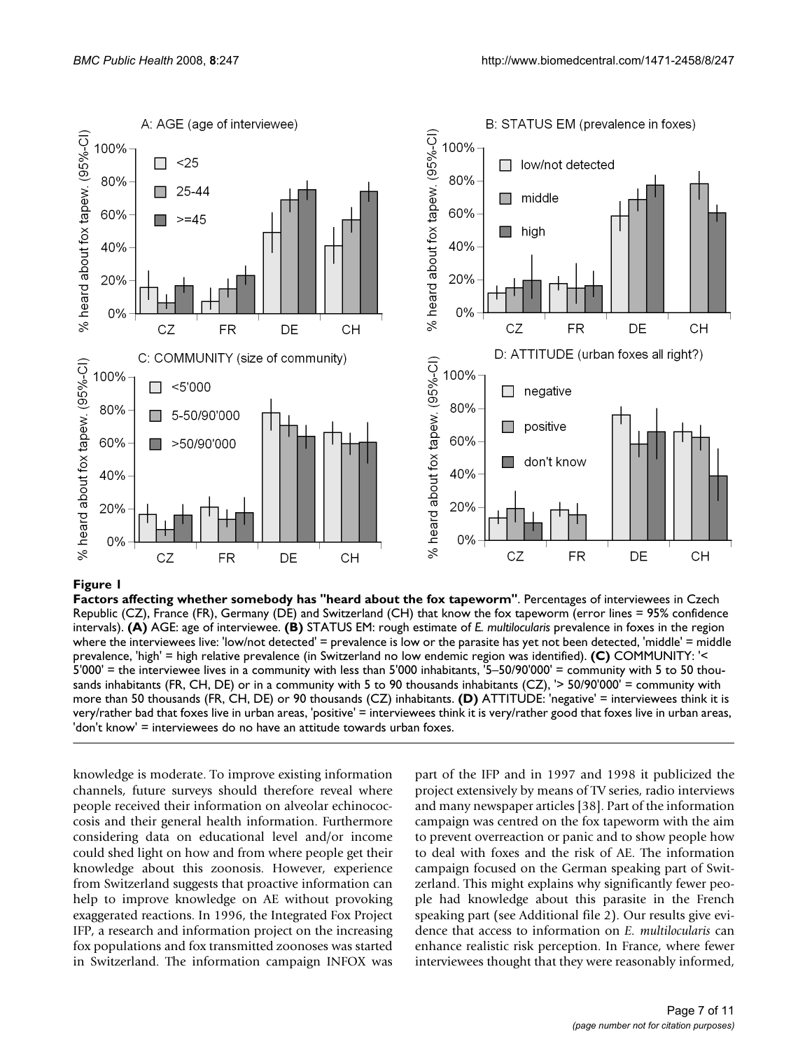**Figure 1**

**Factors affecting whether somebody has "heard about the fox tapeworm"**. Percentages of interviewees in Czech Republic (CZ), France (FR), Germany (DE) and Switzerland (CH) that know the fox tapeworm (error lines = 95% confidence intervals). **(A)** AGE: age of interviewee. **(B)** STATUS EM: rough estimate of *E. multilocularis* prevalence in foxes in the region where the interviewees live: 'low/not detected' = prevalence is low or the parasite has yet not been detected, 'middle' = middle prevalence, 'high' = high relative prevalence (in Switzerland no low endemic region was identified). **(C)** COMMUNITY: '< 5'000' = the interviewee lives in a community with less than 5'000 inhabitants, '5–50/90'000' = community with 5 to 50 thousands inhabitants (FR, CH, DE) or in a community with 5 to 90 thousands inhabitants (CZ), '> 50/90'000' = community with more than 50 thousands (FR, CH, DE) or 90 thousands (CZ) inhabitants. **(D)** ATTITUDE: 'negative' = interviewees think it is very/rather bad that foxes live in urban areas, 'positive' = interviewees think it is very/rather good that foxes live in urban areas, 'don't know' = interviewees do no have an attitude towards urban foxes.

knowledge is moderate. To improve existing information channels, future surveys should therefore reveal where people received their information on alveolar echinococcosis and their general health information. Furthermore considering data on educational level and/or income could shed light on how and from where people get their knowledge about this zoonosis. However, experience from Switzerland suggests that proactive information can help to improve knowledge on AE without provoking exaggerated reactions. In 1996, the Integrated Fox Project IFP, a research and information project on the increasing fox populations and fox transmitted zoonoses was started in Switzerland. The information campaign INFOX was part of the IFP and in 1997 and 1998 it publicized the project extensively by means of TV series, radio interviews and many newspaper articles [38]. Part of the information campaign was centred on the fox tapeworm with the aim to prevent overreaction or panic and to show people how to deal with foxes and the risk of AE. The information campaign focused on the German speaking part of Switzerland. This might explains why significantly fewer people had knowledge about this parasite in the French speaking part (see Additional file 2). Our results give evidence that access to information on *E. multilocularis* can enhance realistic risk perception. In France, where fewer interviewees thought that they were reasonably informed,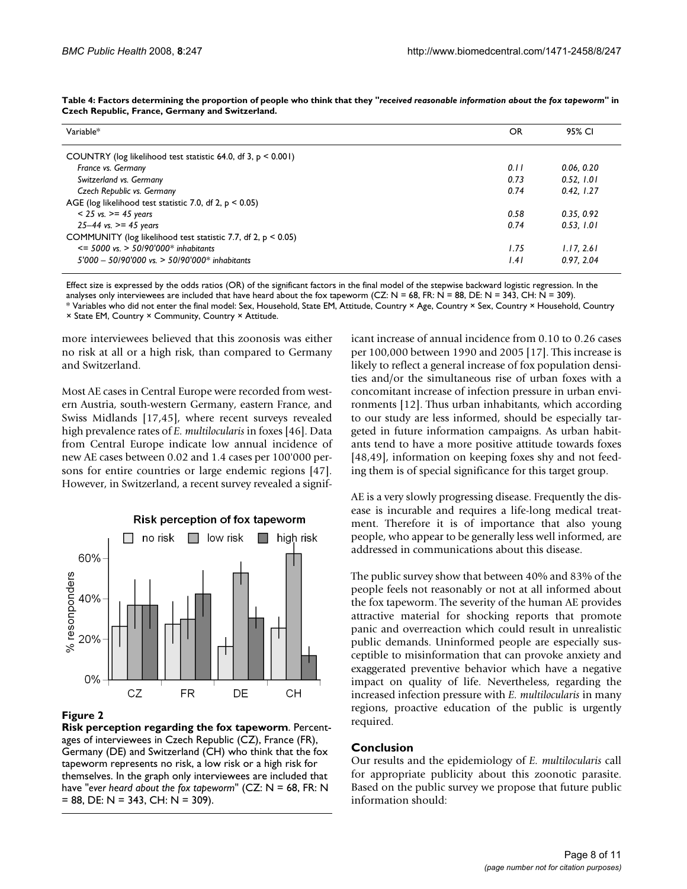**Table 4: Factors determining the proportion of people who think that they "*received reasonable information about the fox tapeworm*" in Czech Republic, France, Germany and Switzerland.**

| Variable* | OR | 95% CI |
|---|---|---|
| COUNTRY (log likelihood test statistic 64.0, df 3, $p < 0.001$) | | |
| *France vs. Germany* | *0.11* | *0.06, 0.20* |
| *Switzerland vs. Germany* | *0.73* | *0.52, 1.01* |
| *Czech Republic vs. Germany* | *0.74* | *0.42, 1.27* |
| AGE (log likelihood test statistic 7.0, df 2, $p < 0.05$) | | |
| *< 25 vs. >= 45 years* | *0.58* | *0.35, 0.92* |
| *25–44 vs. >= 45 years* | *0.74* | *0.53, 1.01* |
| COMMUNITY (log likelihood test statistic 7.7, df 2, $p < 0.05$) | | |
| *<= 5000 vs. > 50/90'000* inhabitants* | *1.75* | *1.17, 2.61* |
| *5'000 – 50/90'000 vs. > 50/90'000* inhabitants* | *1.41* | *0.97, 2.04* |

Effect size is expressed by the odds ratios (OR) of the significant factors in the final model of the stepwise backward logistic regression. In the analyses only interviewees are included that have heard about the fox tapeworm (CZ: N = 68, FR: N = 88, DE: N = 343, CH: N = 309).
* Variables who did not enter the final model: Sex, Household, State EM, Attitude, Country × Age, Country × Sex, Country × Household, Country × State EM, Country × Community, Country × Attitude.

more interviewees believed that this zoonosis was either no risk at all or a high risk, than compared to Germany and Switzerland.

Most AE cases in Central Europe were recorded from western Austria, south-western Germany, eastern France, and Swiss Midlands [17,45], where recent surveys revealed high prevalence rates of *E. multilocularis* in foxes [46]. Data from Central Europe indicate low annual incidence of new AE cases between 0.02 and 1.4 cases per 100'000 persons for entire countries or large endemic regions [47]. However, in Switzerland, a recent survey revealed a significant increase of annual incidence from 0.10 to 0.26 cases per 100,000 between 1990 and 2005 [17]. This increase is likely to reflect a general increase of fox population densities and/or the simultaneous rise of urban foxes with a concomitant increase of infection pressure in urban environments [12]. Thus urban inhabitants, which according to our study are less informed, should be especially targeted in future information campaigns. As urban habitants tend to have a more positive attitude towards foxes [48,49], information on keeping foxes shy and not feeding them is of special significance for this target group.

**Figure 2**
**Risk perception regarding the fox tapeworm**. Percentages of interviewees in Czech Republic (CZ), France (FR), Germany (DE) and Switzerland (CH) who think that the fox tapeworm represents no risk, a low risk or a high risk for themselves. In the graph only interviewees are included that have "*ever heard about the fox tapeworm*" (CZ: N = 68, FR: N = 88, DE: N = 343, CH: N = 309).

AE is a very slowly progressing disease. Frequently the disease is incurable and requires a life-long medical treatment. Therefore it is of importance that also young people, who appear to be generally less well informed, are addressed in communications about this disease.

The public survey show that between 40% and 83% of the people feels not reasonably or not at all informed about the fox tapeworm. The severity of the human AE provides attractive material for shocking reports that promote panic and overreaction which could result in unrealistic public demands. Uninformed people are especially susceptible to misinformation that can provoke anxiety and exaggerated preventive behavior which have a negative impact on quality of life. Nevertheless, regarding the increased infection pressure with *E. multilocularis* in many regions, proactive education of the public is urgently required.

## Conclusion

Our results and the epidemiology of *E. multilocularis* call for appropriate publicity about this zoonotic parasite. Based on the public survey we propose that future public information should: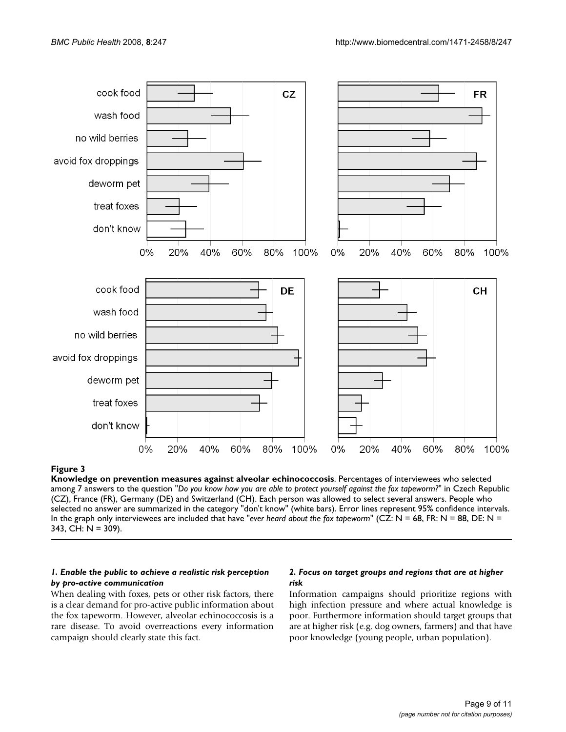**Figure 3**

**Knowledge on prevention measures against alveolar echinococcosis**. Percentages of interviewees who selected among 7 answers to the question "*Do you know how you are able to protect yourself against the fox tapeworm?*" in Czech Republic (CZ), France (FR), Germany (DE) and Switzerland (CH). Each person was allowed to select several answers. People who selected no answer are summarized in the category "don't know" (white bars). Error lines represent 95% confidence intervals. In the graph only interviewees are included that have "*ever heard about the fox tapeworm*" (CZ: N = 68, FR: N = 88, DE: N = 343, CH: N = 309).

### *1. Enable the public to achieve a realistic risk perception by pro-active communication*

When dealing with foxes, pets or other risk factors, there is a clear demand for pro-active public information about the fox tapeworm. However, alveolar echinococcosis is a rare disease. To avoid overreactions every information campaign should clearly state this fact.

### *2. Focus on target groups and regions that are at higher risk*

Information campaigns should prioritize regions with high infection pressure and where actual knowledge is poor. Furthermore information should target groups that are at higher risk (e.g. dog owners, farmers) and that have poor knowledge (young people, urban population).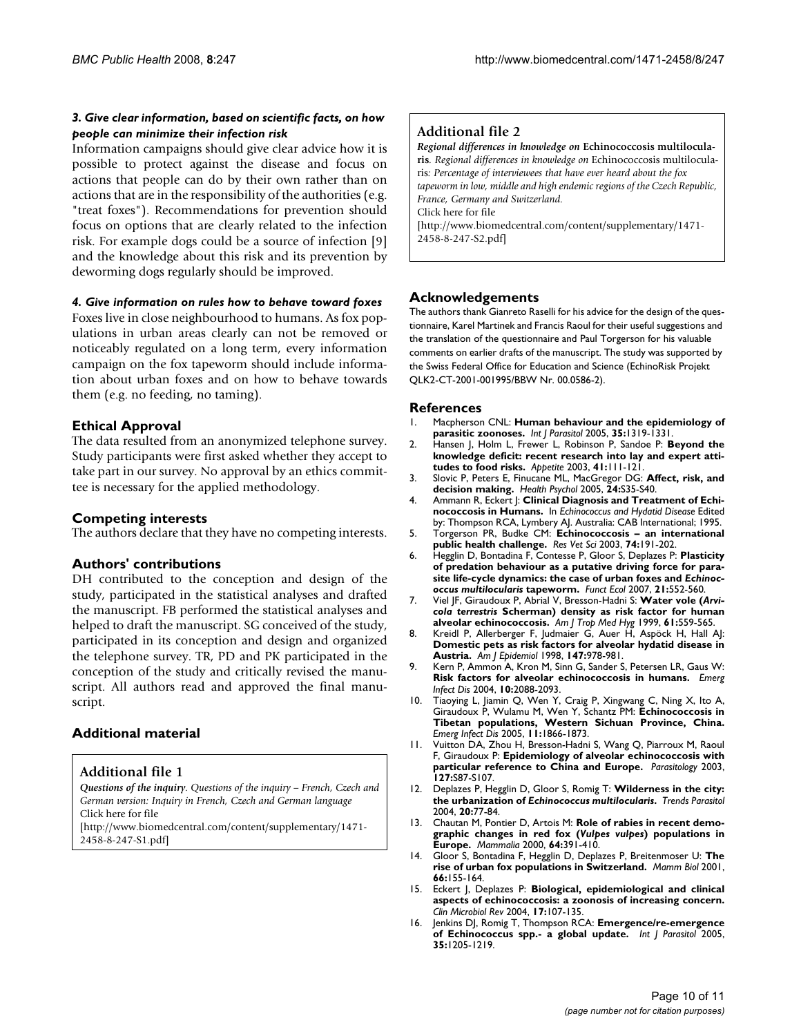### *3. Give clear information, based on scientific facts, on how people can minimize their infection risk*

Information campaigns should give clear advice how it is possible to protect against the disease and focus on actions that people can do by their own rather than on actions that are in the responsibility of the authorities (e.g. "treat foxes"). Recommendations for prevention should focus on options that are clearly related to the infection risk. For example dogs could be a source of infection [9] and the knowledge about this risk and its prevention by deworming dogs regularly should be improved.

### *4. Give information on rules how to behave toward foxes*

Foxes live in close neighbourhood to humans. As fox populations in urban areas clearly can not be removed or noticeably regulated on a long term, every information campaign on the fox tapeworm should include information about urban foxes and on how to behave towards them (e.g. no feeding, no taming).

## Ethical Approval

The data resulted from an anonymized telephone survey. Study participants were first asked whether they accept to take part in our survey. No approval by an ethics committee is necessary for the applied methodology.

## Competing interests

The authors declare that they have no competing interests.

## Authors' contributions

DH contributed to the conception and design of the study, participated in the statistical analyses and drafted the manuscript. FB performed the statistical analyses and helped to draft the manuscript. SG conceived of the study, participated in its conception and design and organized the telephone survey. TR, PD and PK participated in the conception of the study and critically revised the manuscript. All authors read and approved the final manuscript.

## Additional material

### Additional file 1

***Questions of the inquiry**. Questions of the inquiry – French, Czech and German version: Inquiry in French, Czech and German language*
Click here for file
[http://www.biomedcentral.com/content/supplementary/1471-2458-8-247-S1.pdf]

### Additional file 2

***Regional differences in knowledge on** Echinococcosis multilocularis. Regional differences in knowledge on Echinococcosis multilocularis: Percentage of interviewees that have ever heard about the fox tapeworm in low, middle and high endemic regions of the Czech Republic, France, Germany and Switzerland.*
Click here for file
[http://www.biomedcentral.com/content/supplementary/1471-2458-8-247-S2.pdf]

## Acknowledgements

The authors thank Gianreto Raselli for his advice for the design of the questionnaire, Karel Martinek and Francis Raoul for their useful suggestions and the translation of the questionnaire and Paul Torgerson for his valuable comments on earlier drafts of the manuscript. The study was supported by the Swiss Federal Office for Education and Science (EchinoRisk Projekt QLK2-CT-2001-001995/BBW Nr. 00.0586-2).

## References

1. Macpherson CNL: **Human behaviour and the epidemiology of parasitic zoonoses.** *Int J Parasitol* 2005, **35:**1319-1331.
2. Hansen J, Holm L, Frewer L, Robinson P, Sandoe P: **Beyond the knowledge deficit: recent research into lay and expert attitudes to food risks.** *Appetite* 2003, **41:**111-121.
3. Slovic P, Peters E, Finucane ML, MacGregor DG: **Affect, risk, and decision making.** *Health Psychol* 2005, **24:**S35-S40.
4. Ammann R, Eckert J: **Clinical Diagnosis and Treatment of Echinococcosis in Humans.** In *Echinococcus and Hydatid Disease* Edited by: Thompson RCA, Lymbery AJ. Australia: CAB International; 1995.
5. Torgerson PR, Budke CM: **Echinococcosis – an international public health challenge.** *Res Vet Sci* 2003, **74:**191-202.
6. Hegglin D, Bontadina F, Contesse P, Gloor S, Deplazes P: **Plasticity of predation behaviour as a putative driving force for parasite life-cycle dynamics: the case of urban foxes and *Echinococcus multilocularis* tapeworm.** *Funct Ecol* 2007, **21:**552-560.
7. Viel JF, Giraudoux P, Abrial V, Bresson-Hadni S: **Water vole (*Arvicola terrestris* Scherman) density as risk factor for human alveolar echinococcosis.** *Am J Trop Med Hyg* 1999, **61:**559-565.
8. Kreidl P, Allerberger F, Judmaier G, Auer H, Aspöck H, Hall AJ: **Domestic pets as risk factors for alveolar hydatid disease in Austria.** *Am J Epidemiol* 1998, **147:**978-981.
9. Kern P, Ammon A, Kron M, Sinn G, Sander S, Petersen LR, Gaus W: **Risk factors for alveolar echinococcosis in humans.** *Emerg Infect Dis* 2004, **10:**2088-2093.
10. Tiaoying L, Jiamin Q, Wen Y, Craig P, Xingwang C, Ning X, Ito A, Giraudoux P, Wulamu M, Wen Y, Schantz PM: **Echinococcosis in Tibetan populations, Western Sichuan Province, China.** *Emerg Infect Dis* 2005, **11:**1866-1873.
11. Vuitton DA, Zhou H, Bresson-Hadni S, Wang Q, Piarroux M, Raoul F, Giraudoux P: **Epidemiology of alveolar echinococcosis with particular reference to China and Europe.** *Parasitology* 2003, **127:**S87-S107.
12. Deplazes P, Hegglin D, Gloor S, Romig T: **Wilderness in the city: the urbanization of *Echinococcus multilocularis*.** *Trends Parasitol* 2004, **20:**77-84.
13. Chautan M, Pontier D, Artois M: **Role of rabies in recent demographic changes in red fox (*Vulpes vulpes*) populations in Europe.** *Mammalia* 2000, **64:**391-410.
14. Gloor S, Bontadina F, Hegglin D, Deplazes P, Breitenmoser U: **The rise of urban fox populations in Switzerland.** *Mamm Biol* 2001, **66:**155-164.
15. Eckert J, Deplazes P: **Biological, epidemiological and clinical aspects of echinococcosis: a zoonosis of increasing concern.** *Clin Microbiol Rev* 2004, **17:**107-135.
16. Jenkins DJ, Romig T, Thompson RCA: **Emergence/re-emergence of Echinococcus spp.- a global update.** *Int J Parasitol* 2005, **35:**1205-1219.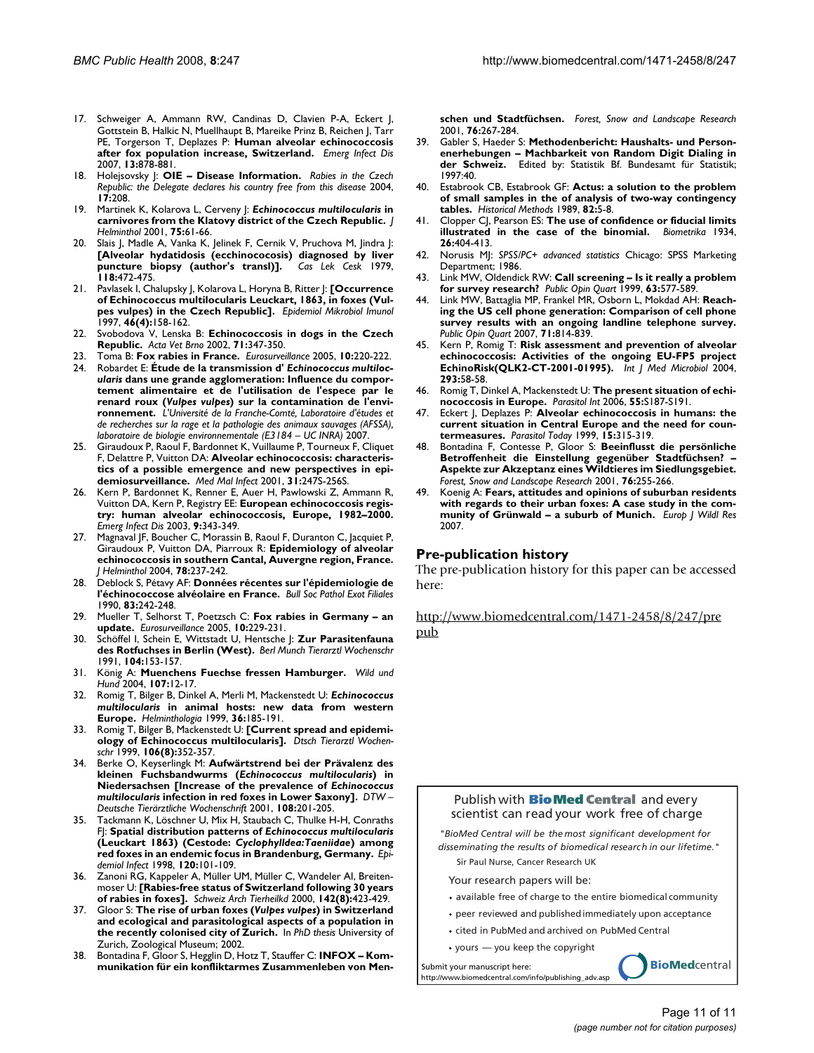17. Schweiger A, Ammann RW, Candinas D, Clavien P-A, Eckert J, Gottstein B, Halkic N, Muellhaupt B, Mareike Prinz B, Reichen J, Tarr PE, Torgerson T, Deplazes P: **Human alveolar echinococcosis after fox population increase, Switzerland.** *Emerg Infect Dis* 2007, **13:**878-881.
18. Holejsovsky J: **OIE – Disease Information.** *Rabies in the Czech Republic: the Delegate declares his country free from this disease* 2004, **17:**208.
19. Martinek K, Kolarova L, Cerveny J: ***Echinococcus multilocularis* in carnivores from the Klatovy district of the Czech Republic.** *J Helminthol* 2001, **75:**61-66.
20. Slais J, Madle A, Vanka K, Jelinek F, Cernik V, Pruchova M, Jindra J: **[Alveolar hydatidosis (ecchinococosis) diagnosed by liver puncture biopsy (author's transl)].** *Cas Lek Cesk* 1979, **118:**472-475.
21. Pavlasek I, Chalupsky J, Kolarova L, Horyna B, Ritter J: **[Occurrence of Echinococcus multilocularis Leuckart, 1863, in foxes (Vulpes vulpes) in the Czech Republic].** *Epidemiol Mikrobiol Imunol* 1997, **46(4):**158-162.
22. Svobodova V, Lenska B: **Echinococcosis in dogs in the Czech Republic.** *Acta Vet Brno* 2002, **71:**347-350.
23. Toma B: **Fox rabies in France.** *Eurosurveillance* 2005, **10:**220-222.
24. Robardet E: **Étude de la transmission d' *Echinococcus multilocularis* dans une grande agglomeration: Influence du comportement alimentaire et de l'utilisation de l'espece par le renard roux (*Vulpes vulpes*) sur la contamination de l'environnement.** *L'Université de la Franche-Comté, Laboratoire d'études et de recherches sur la rage et la pathologie des animaux sauvages (AFSSA), laboratoire de biologie environnementale (E3184 – UC INRA)* 2007.
25. Giraudoux P, Raoul F, Bardonnet K, Vuillaume P, Tourneux F, Cliquet F, Delattre P, Vuitton DA: **Alveolar echinococcosis: characteristics of a possible emergence and new perspectives in epidemiosurveillance.** *Med Mal Infect* 2001, **31:**247S-256S.
26. Kern P, Bardonnet K, Renner E, Auer H, Pawlowski Z, Ammann R, Vuitton DA, Kern P, Registry EE: **European echinococcosis registry: human alveolar echinococcosis, Europe, 1982–2000.** *Emerg Infect Dis* 2003, **9:**343-349.
27. Magnaval JF, Boucher C, Morassin B, Raoul F, Duranton C, Jacquiet P, Giraudoux P, Vuitton DA, Piarroux R: **Epidemiology of alveolar echinococcosis in southern Cantal, Auvergne region, France.** *J Helminthol* 2004, **78:**237-242.
28. Deblock S, Pétavy AF: **Données récentes sur l'épidemiologie de l'échinococcose alvéolaire en France.** *Bull Soc Pathol Exot Filiales* 1990, **83:**242-248.
29. Mueller T, Selhorst T, Poetzsch C: **Fox rabies in Germany – an update.** *Eurosurveillance* 2005, **10:**229-231.
30. Schöffel I, Schein E, Wittstadt U, Hentsche J: **Zur Parasitenfauna des Rotfuchses in Berlin (West).** *Berl Munch Tierarztl Wochenschr* 1991, **104:**153-157.
31. König A: **Muenchens Fuechse fressen Hamburger.** *Wild und Hund* 2004, **107:**12-17.
32. Romig T, Bilger B, Dinkel A, Merli M, Mackenstedt U: ***Echinococcus multilocularis* in animal hosts: new data from western Europe.** *Helminthologia* 1999, **36:**185-191.
33. Romig T, Bilger B, Mackenstedt U: **[Current spread and epidemiology of Echinococcus multilocularis].** *Dtsch Tierarztl Wochenschr* 1999, **106(8):**352-357.
34. Berke O, Keyserlingk M: **Aufwärtstrend bei der Prävalenz des kleinen Fuchsbandwurms (*Echinococcus multilocularis*) in Niedersachsen [Increase of the prevalence of *Echinococcus multilocularis* infection in red foxes in Lower Saxony].** *DTW – Deutsche Tierärztliche Wochenschrift* 2001, **108:**201-205.
35. Tackmann K, Löschner U, Mix H, Staubach C, Thulke H-H, Conraths FJ: **Spatial distribution patterns of *Echinococcus multilocularis* (Leuckart 1863) (Cestode: *Cyclophyllidea:Taeniidae*) among red foxes in an endemic focus in Brandenburg, Germany.** *Epidemiol Infect* 1998, **120:**101-109.
36. Zanoni RG, Kappeler A, Müller UM, Müller C, Wandeler AI, Breitenmoser U: **[Rabies-free status of Switzerland following 30 years of rabies in foxes].** *Schweiz Arch Tierheilkd* 2000, **142(8):**423-429.
37. Gloor S: **The rise of urban foxes (*Vulpes vulpes*) in Switzerland and ecological and parasitological aspects of a population in the recently colonised city of Zurich.** In *PhD thesis* University of Zurich, Zoological Museum; 2002.
38. Bontadina F, Gloor S, Hegglin D, Hotz T, Stauffer C: **INFOX – Kommunikation für ein konfliktarmes Zusammenleben von Menschen und Stadtfüchsen.** *Forest, Snow and Landscape Research* 2001, **76:**267-284.
39. Gabler S, Haeder S: **Methodenbericht: Haushalts- und Personenerhebungen – Machbarkeit von Random Digit Dialing in der Schweiz.** Edited by: Statistik Bf. Bundesamt für Statistik; 1997:40.
40. Estabrook CB, Estabrook GF: **Actus: a solution to the problem of small samples in the of analysis of two-way contingency tables.** *Historical Methods* 1989, **82:**5-8.
41. Clopper CJ, Pearson ES: **The use of confidence or fiducial limits illustrated in the case of the binomial.** *Biometrika* 1934, **26:**404-413.
42. Norusis MJ: *SPSS/PC+ advanced statistics* Chicago: SPSS Marketing Department; 1986.
43. Link MW, Oldendick RW: **Call screening – Is it really a problem for survey research?** *Public Opin Quart* 1999, **63:**577-589.
44. Link MW, Battaglia MP, Frankel MR, Osborn L, Mokdad AH: **Reaching the US cell phone generation: Comparison of cell phone survey results with an ongoing landline telephone survey.** *Public Opin Quart* 2007, **71:**814-839.
45. Kern P, Romig T: **Risk assessment and prevention of alveolar echinococcosis: Activities of the ongoing EU-FP5 project EchinoRisk(QLK2-CT-2001-01995).** *Int J Med Microbiol* 2004, **293:**58-58.
46. Romig T, Dinkel A, Mackenstedt U: **The present situation of echinococcosis in Europe.** *Parasitol Int* 2006, **55:**S187-S191.
47. Eckert J, Deplazes P: **Alveolar echinococcosis in humans: the current situation in Central Europe and the need for countermeasures.** *Parasitol Today* 1999, **15:**315-319.
48. Bontadina F, Contesse P, Gloor S: **Beeinflusst die persönliche Betroffenheit die Einstellung gegenüber Stadtfüchsen? – Aspekte zur Akzeptanz eines Wildtieres im Siedlungsgebiet.** *Forest, Snow and Landscape Research* 2001, **76:**255-266.
49. Koenig A: **Fears, attitudes and opinions of suburban residents with regards to their urban foxes: A case study in the community of Grünwald – a suburb of Munich.** *Europ J Wildl Res* 2007.

## Pre-publication history

The pre-publication history for this paper can be accessed here:

http://www.biomedcentral.com/1471-2458/8/247/prepub

Publish with **BioMed Central** and every scientist can read your work free of charge

*"BioMed Central will be the most significant development for disseminating the results of biomedical research in our lifetime."*

Sir Paul Nurse, Cancer Research UK

Your research papers will be:

- available free of charge to the entire biomedical community
- peer reviewed and published immediately upon acceptance
- cited in PubMed and archived on PubMed Central
- yours — you keep the copyright

Submit your manuscript here:
http://www.biomedcentral.com/info/publishing_adv.asp

BioMedcentral